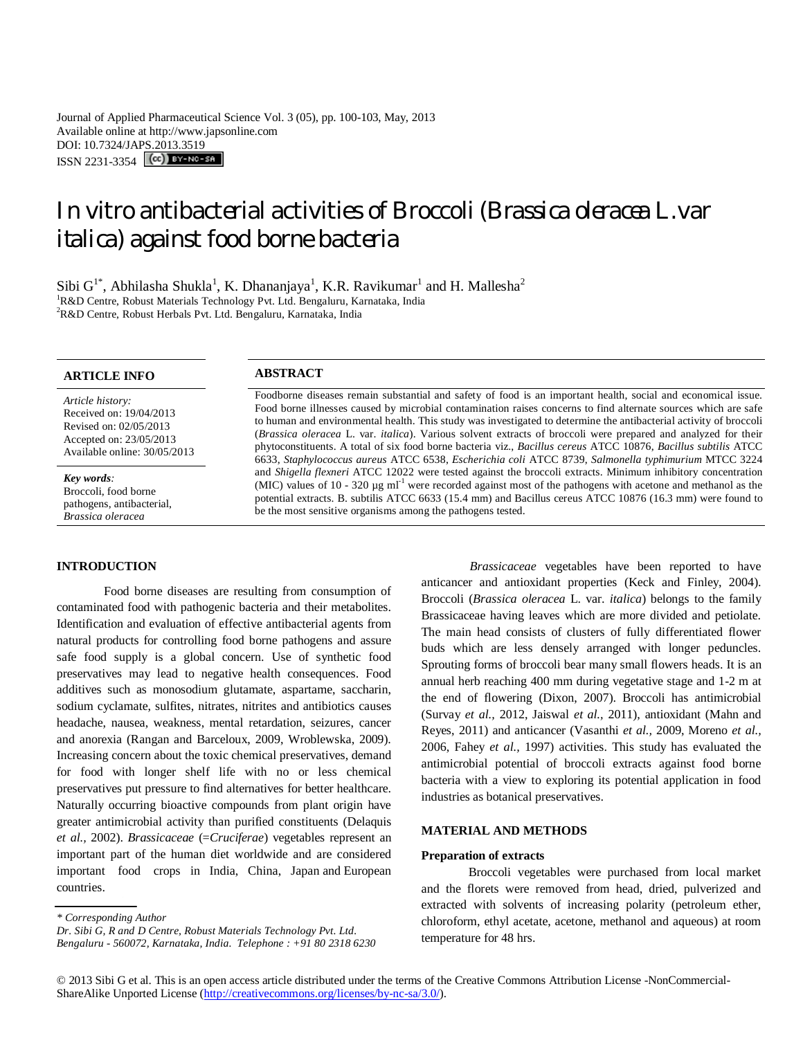Journal of Applied Pharmaceutical Science Vol. 3 (05), pp. 100-103, May, 2013
Available online at http://www.japsonline.com
DOI: 10.7324/JAPS.2013.3519
ISSN 2231-3354

# In vitro antibacterial activities of Broccoli (*Brassica oleracea* L.var *italica*) against food borne bacteria

Sibi G[1*], Abhilasha Shukla[1], K. Dhananjaya[1], K.R. Ravikumar[1] and H. Mallesha[2]

[1]R&D Centre, Robust Materials Technology Pvt. Ltd. Bengaluru, Karnataka, India
[2]R&D Centre, Robust Herbals Pvt. Ltd. Bengaluru, Karnataka, India

## ARTICLE INFO

*Article history:*
Received on: 19/04/2013
Revised on: 02/05/2013
Accepted on: 23/05/2013
Available online: 30/05/2013

***Key words:***
Broccoli, food borne pathogens, antibacterial, *Brassica oleracea*

## ABSTRACT

Foodborne diseases remain substantial and safety of food is an important health, social and economical issue. Food borne illnesses caused by microbial contamination raises concerns to find alternate sources which are safe to human and environmental health. This study was investigated to determine the antibacterial activity of broccoli (*Brassica oleracea* L. var. *italica*). Various solvent extracts of broccoli were prepared and analyzed for their phytoconstituents. A total of six food borne bacteria viz., *Bacillus cereus* ATCC 10876, *Bacillus subtilis* ATCC 6633, *Staphylococcus aureus* ATCC 6538, *Escherichia coli* ATCC 8739, *Salmonella typhimurium* MTCC 3224 and *Shigella flexneri* ATCC 12022 were tested against the broccoli extracts. Minimum inhibitory concentration (MIC) values of 10 - 320 µg $ml^{-1}$ were recorded against most of the pathogens with acetone and methanol as the potential extracts. B. subtilis ATCC 6633 (15.4 mm) and Bacillus cereus ATCC 10876 (16.3 mm) were found to be the most sensitive organisms among the pathogens tested.

## INTRODUCTION

Food borne diseases are resulting from consumption of contaminated food with pathogenic bacteria and their metabolites. Identification and evaluation of effective antibacterial agents from natural products for controlling food borne pathogens and assure safe food supply is a global concern. Use of synthetic food preservatives may lead to negative health consequences. Food additives such as monosodium glutamate, aspartame, saccharin, sodium cyclamate, sulfites, nitrates, nitrites and antibiotics causes headache, nausea, weakness, mental retardation, seizures, cancer and anorexia (Rangan and Barceloux, 2009, Wroblewska, 2009). Increasing concern about the toxic chemical preservatives, demand for food with longer shelf life with no or less chemical preservatives put pressure to find alternatives for better healthcare. Naturally occurring bioactive compounds from plant origin have greater antimicrobial activity than purified constituents (Delaquis *et al.,* 2002). *Brassicaceae* (=*Cruciferae*) vegetables represent an important part of the human diet worldwide and are considered important food crops in India, China, Japan and European countries.

*Brassicaceae* vegetables have been reported to have anticancer and antioxidant properties (Keck and Finley, 2004). Broccoli (*Brassica oleracea* L. var. *italica*) belongs to the family Brassicaceae having leaves which are more divided and petiolate. The main head consists of clusters of fully differentiated flower buds which are less densely arranged with longer peduncles. Sprouting forms of broccoli bear many small flowers heads. It is an annual herb reaching 400 mm during vegetative stage and 1-2 m at the end of flowering (Dixon, 2007). Broccoli has antimicrobial (Survay *et al.,* 2012, Jaiswal *et al.,* 2011), antioxidant (Mahn and Reyes, 2011) and anticancer (Vasanthi *et al.,* 2009, Moreno *et al.,* 2006, Fahey *et al.,* 1997) activities. This study has evaluated the antimicrobial potential of broccoli extracts against food borne bacteria with a view to exploring its potential application in food industries as botanical preservatives.

## MATERIAL AND METHODS

### Preparation of extracts

Broccoli vegetables were purchased from local market and the florets were removed from head, dried, pulverized and extracted with solvents of increasing polarity (petroleum ether, chloroform, ethyl acetate, acetone, methanol and aqueous) at room temperature for 48 hrs.

*\* Corresponding Author*
*Dr. Sibi G, R and D Centre, Robust Materials Technology Pvt. Ltd. Bengaluru - 560072, Karnataka, India. Telephone : +91 80 2318 6230*

© 2013 Sibi G et al. This is an open access article distributed under the terms of the Creative Commons Attribution License -NonCommercial-ShareAlike Unported License (http://creativecommons.org/licenses/by-nc-sa/3.0/).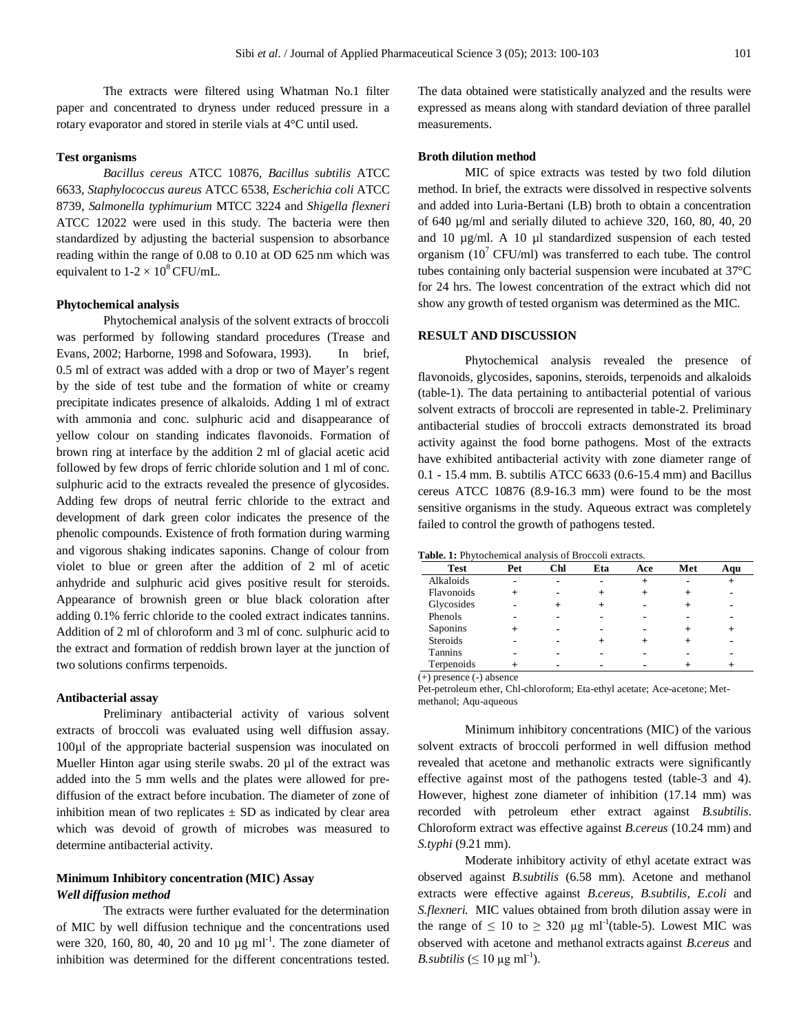The extracts were filtered using Whatman No.1 filter paper and concentrated to dryness under reduced pressure in a rotary evaporator and stored in sterile vials at 4°C until used.

#### Test organisms

*Bacillus cereus* ATCC 10876, *Bacillus subtilis* ATCC 6633, *Staphylococcus aureus* ATCC 6538, *Escherichia coli* ATCC 8739, *Salmonella typhimurium* MTCC 3224 and *Shigella flexneri* ATCC 12022 were used in this study. The bacteria were then standardized by adjusting the bacterial suspension to absorbance reading within the range of 0.08 to 0.10 at OD 625 nm which was equivalent to $1\text{-}2 \times 10^8$ CFU/mL.

#### Phytochemical analysis

Phytochemical analysis of the solvent extracts of broccoli was performed by following standard procedures (Trease and Evans, 2002; Harborne, 1998 and Sofowara, 1993). In brief, 0.5 ml of extract was added with a drop or two of Mayer's regent by the side of test tube and the formation of white or creamy precipitate indicates presence of alkaloids. Adding 1 ml of extract with ammonia and conc. sulphuric acid and disappearance of yellow colour on standing indicates flavonoids. Formation of brown ring at interface by the addition 2 ml of glacial acetic acid followed by few drops of ferric chloride solution and 1 ml of conc. sulphuric acid to the extracts revealed the presence of glycosides. Adding few drops of neutral ferric chloride to the extract and development of dark green color indicates the presence of the phenolic compounds. Existence of froth formation during warming and vigorous shaking indicates saponins. Change of colour from violet to blue or green after the addition of 2 ml of acetic anhydride and sulphuric acid gives positive result for steroids. Appearance of brownish green or blue black coloration after adding 0.1% ferric chloride to the cooled extract indicates tannins. Addition of 2 ml of chloroform and 3 ml of conc. sulphuric acid to the extract and formation of reddish brown layer at the junction of two solutions confirms terpenoids.

#### Antibacterial assay

Preliminary antibacterial activity of various solvent extracts of broccoli was evaluated using well diffusion assay. 100µl of the appropriate bacterial suspension was inoculated on Mueller Hinton agar using sterile swabs. 20 µl of the extract was added into the 5 mm wells and the plates were allowed for pre-diffusion of the extract before incubation. The diameter of zone of inhibition mean of two replicates ± SD as indicated by clear area which was devoid of growth of microbes was measured to determine antibacterial activity.

#### Minimum Inhibitory concentration (MIC) Assay

***Well diffusion method***

The extracts were further evaluated for the determination of MIC by well diffusion technique and the concentrations used were 320, 160, 80, 40, 20 and 10 µg ml$^{-1}$. The zone diameter of inhibition was determined for the different concentrations tested. The data obtained were statistically analyzed and the results were expressed as means along with standard deviation of three parallel measurements.

#### Broth dilution method

MIC of spice extracts was tested by two fold dilution method. In brief, the extracts were dissolved in respective solvents and added into Luria-Bertani (LB) broth to obtain a concentration of 640 µg/ml and serially diluted to achieve 320, 160, 80, 40, 20 and 10 µg/ml. A 10 µl standardized suspension of each tested organism ($10^7$ CFU/ml) was transferred to each tube. The control tubes containing only bacterial suspension were incubated at 37°C for 24 hrs. The lowest concentration of the extract which did not show any growth of tested organism was determined as the MIC.

### RESULT AND DISCUSSION

Phytochemical analysis revealed the presence of flavonoids, glycosides, saponins, steroids, terpenoids and alkaloids (table-1). The data pertaining to antibacterial potential of various solvent extracts of broccoli are represented in table-2. Preliminary antibacterial studies of broccoli extracts demonstrated its broad activity against the food borne pathogens. Most of the extracts have exhibited antibacterial activity with zone diameter range of 0.1 - 15.4 mm. B. subtilis ATCC 6633 (0.6-15.4 mm) and Bacillus cereus ATCC 10876 (8.9-16.3 mm) were found to be the most sensitive organisms in the study. Aqueous extract was completely failed to control the growth of pathogens tested.

**Table. 1:** Phytochemical analysis of Broccoli extracts.

| Test | Pet | Chl | Eta | Ace | Met | Aqu |
|---|---|---|---|---|---|---|
| Alkaloids | - | - | - | + | - | + |
| Flavonoids | + | - | + | + | + | - |
| Glycosides | - | + | + | - | + | - |
| Phenols | - | - | - | - | - | - |
| Saponins | + | - | - | - | + | + |
| Steroids | - | - | + | + | + | - |
| Tannins | - | - | - | - | - | - |
| Terpenoids | + | - | - | - | + | + |

(+) presence (-) absence

Pet-petroleum ether, Chl-chloroform; Eta-ethyl acetate; Ace-acetone; Met-methanol; Aqu-aqueous

Minimum inhibitory concentrations (MIC) of the various solvent extracts of broccoli performed in well diffusion method revealed that acetone and methanolic extracts were significantly effective against most of the pathogens tested (table-3 and 4). However, highest zone diameter of inhibition (17.14 mm) was recorded with petroleum ether extract against *B.subtilis*. Chloroform extract was effective against *B.cereus* (10.24 mm) and *S.typhi* (9.21 mm).

Moderate inhibitory activity of ethyl acetate extract was observed against *B.subtilis* (6.58 mm). Acetone and methanol extracts were effective against *B.cereus*, *B.subtilis*, *E.coli* and *S.flexneri*. MIC values obtained from broth dilution assay were in the range of $\leq$ 10 to $\geq$ 320 µg ml$^{-1}$(table-5). Lowest MIC was observed with acetone and methanol extracts against *B.cereus* and *B.subtilis* ($\leq$ 10 µg ml$^{-1}$).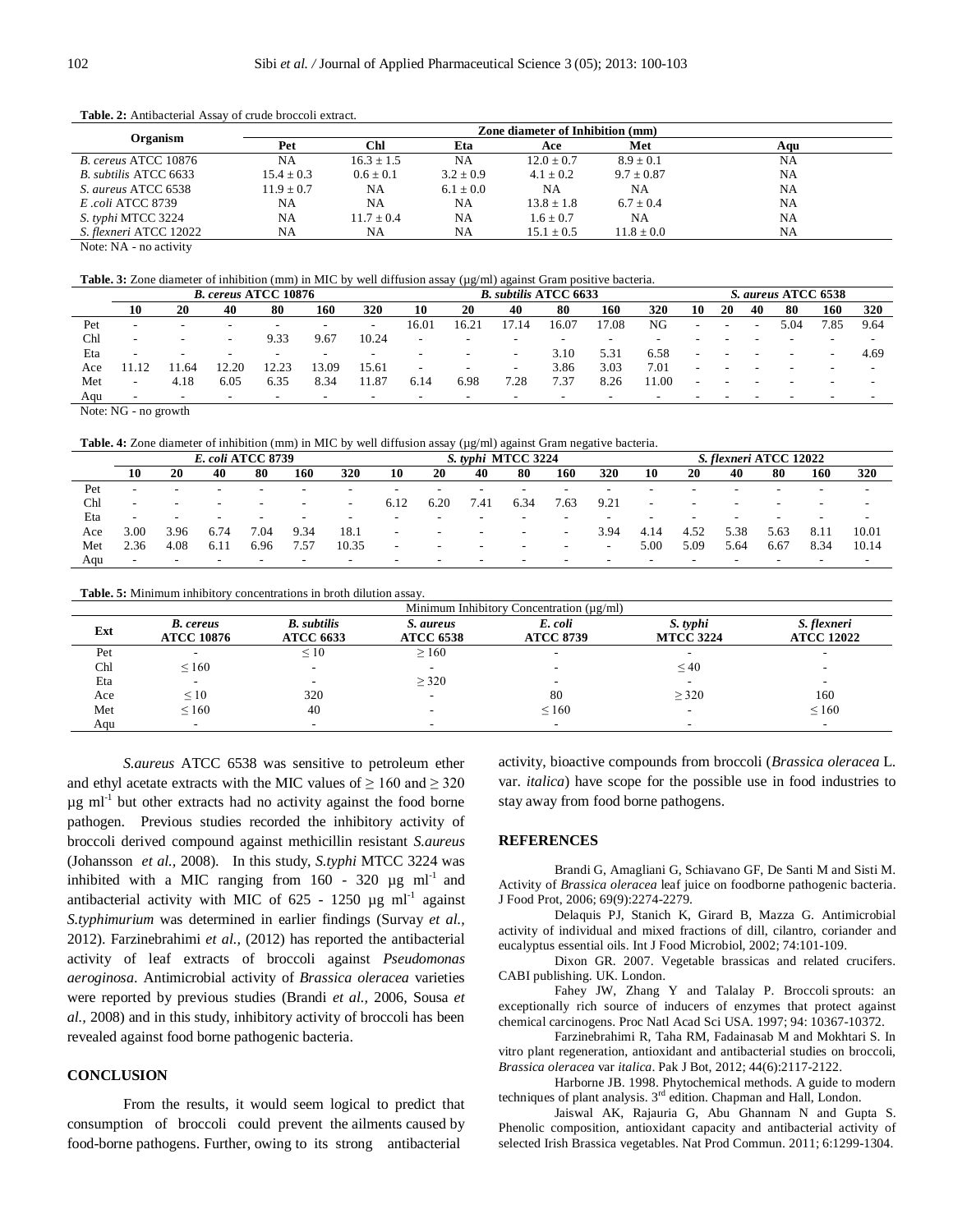**Table. 2:** Antibacterial Assay of crude broccoli extract.

| Organism | Zone diameter of Inhibition (mm) | | | | | |
|---|---|---|---|---|---|---|
| | Pet | Chl | Eta | Ace | Met | Aqu |
| *B. cereus* ATCC 10876 | NA | 16.3 ± 1.5 | NA | 12.0 ± 0.7 | 8.9 ± 0.1 | NA |
| *B. subtilis* ATCC 6633 | 15.4 ± 0.3 | 0.6 ± 0.1 | 3.2 ± 0.9 | 4.1 ± 0.2 | 9.7 ± 0.87 | NA |
| *S. aureus* ATCC 6538 | 11.9 ± 0.7 | NA | 6.1 ± 0.0 | NA | NA | NA |
| *E .coli* ATCC 8739 | NA | NA | NA | 13.8 ± 1.8 | 6.7 ± 0.4 | NA |
| *S. typhi* MTCC 3224 | NA | 11.7 ± 0.4 | NA | 1.6 ± 0.7 | NA | NA |
| *S. flexneri* ATCC 12022 | NA | NA | NA | 15.1 ± 0.5 | 11.8 ± 0.0 | NA |

Note: NA - no activity

**Table. 3:** Zone diameter of inhibition (mm) in MIC by well diffusion assay (µg/ml) against Gram positive bacteria.

| | *B. cereus* ATCC 10876 | | | | | | *B. subtilis* ATCC 6633 | | | | | | *S. aureus* ATCC 6538 | | | | | |
|---|---|---|---|---|---|---|---|---|---|---|---|---|---|---|---|---|---|---|
| | 10 | 20 | 40 | 80 | 160 | 320 | 10 | 20 | 40 | 80 | 160 | 320 | 10 | 20 | 40 | 80 | 160 | 320 |
| Pet | - | - | - | - | - | - | 16.01 | 16.21 | 17.14 | 16.07 | 17.08 | NG | - | - | - | 5.04 | 7.85 | 9.64 |
| Chl | - | - | - | 9.33 | 9.67 | 10.24 | - | - | - | - | - | - | - | - | - | - | - | - |
| Eta | - | - | - | - | - | - | - | - | - | 3.10 | 5.31 | 6.58 | - | - | - | - | - | 4.69 |
| Ace | 11.12 | 11.64 | 12.20 | 12.23 | 13.09 | 15.61 | - | - | - | 3.86 | 3.03 | 7.01 | - | - | - | - | - | - |
| Met | - | 4.18 | 6.05 | 6.35 | 8.34 | 11.87 | 6.14 | 6.98 | 7.28 | 7.37 | 8.26 | 11.00 | - | - | - | - | - | - |
| Aqu | - | - | - | - | - | - | - | - | - | - | - | - | - | - | - | - | - | - |

Note: NG - no growth

**Table. 4:** Zone diameter of inhibition (mm) in MIC by well diffusion assay (µg/ml) against Gram negative bacteria.

| | *E. coli* ATCC 8739 | | | | | | *S. typhi* MTCC 3224 | | | | | | *S. flexneri* ATCC 12022 | | | | | |
|---|---|---|---|---|---|---|---|---|---|---|---|---|---|---|---|---|---|---|
| | 10 | 20 | 40 | 80 | 160 | 320 | 10 | 20 | 40 | 80 | 160 | 320 | 10 | 20 | 40 | 80 | 160 | 320 |
| Pet | - | - | - | - | - | - | - | - | - | - | - | - | - | - | - | - | - | - |
| Chl | - | - | - | - | - | - | 6.12 | 6.20 | 7.41 | 6.34 | 7.63 | 9.21 | - | - | - | - | - | - |
| Eta | - | - | - | - | - | - | - | - | - | - | - | - | - | - | - | - | - | - |
| Ace | 3.00 | 3.96 | 6.74 | 7.04 | 9.34 | 18.1 | - | - | - | - | - | 3.94 | 4.14 | 4.52 | 5.38 | 5.63 | 8.11 | 10.01 |
| Met | 2.36 | 4.08 | 6.11 | 6.96 | 7.57 | 10.35 | - | - | - | - | - | - | 5.00 | 5.09 | 5.64 | 6.67 | 8.34 | 10.14 |
| Aqu | - | - | - | - | - | - | - | - | - | - | - | - | - | - | - | - | - | - |

**Table. 5:** Minimum inhibitory concentrations in broth dilution assay.

| Ext | Minimum Inhibitory Concentration (µg/ml) | | | | | |
|---|---|---|---|---|---|---|
| | *B. cereus* ATCC 10876 | *B. subtilis* ATCC 6633 | *S. aureus* ATCC 6538 | *E. coli* ATCC 8739 | *S. typhi* MTCC 3224 | *S. flexneri* ATCC 12022 |
| Pet | - | ≤ 10 | ≥ 160 | - | - | - |
| Chl | ≤ 160 | - | - | - | ≤ 40 | - |
| Eta | - | - | ≥ 320 | - | - | - |
| Ace | ≤ 10 | 320 | - | 80 | ≥ 320 | 160 |
| Met | ≤ 160 | 40 | - | ≤ 160 | - | ≤ 160 |
| Aqu | - | - | - | - | - | - |

*S.aureus* ATCC 6538 was sensitive to petroleum ether and ethyl acetate extracts with the MIC values of ≥ 160 and ≥ 320 µg $ml^{-1}$ but other extracts had no activity against the food borne pathogen. Previous studies recorded the inhibitory activity of broccoli derived compound against methicillin resistant *S.aureus* (Johansson *et al.,* 2008). In this study, *S.typhi* MTCC 3224 was inhibited with a MIC ranging from 160 - 320 µg $ml^{-1}$ and antibacterial activity with MIC of 625 - 1250 µg $ml^{-1}$ against *S.typhimurium* was determined in earlier findings (Survay *et al.,* 2012). Farzinebrahimi *et al.,* (2012) has reported the antibacterial activity of leaf extracts of broccoli against *Pseudomonas aeroginosa*. Antimicrobial activity of *Brassica oleracea* varieties were reported by previous studies (Brandi *et al.,* 2006, Sousa *et al.,* 2008) and in this study, inhibitory activity of broccoli has been revealed against food borne pathogenic bacteria.

## CONCLUSION

From the results, it would seem logical to predict that consumption of broccoli could prevent the ailments caused by food-borne pathogens. Further, owing to its strong antibacterial activity, bioactive compounds from broccoli (*Brassica oleracea* L. var. *italica*) have scope for the possible use in food industries to stay away from food borne pathogens.

## REFERENCES

Brandi G, Amagliani G, Schiavano GF, De Santi M and Sisti M. Activity of *Brassica oleracea* leaf juice on foodborne pathogenic bacteria. J Food Prot, 2006; 69(9):2274-2279.

Delaquis PJ, Stanich K, Girard B, Mazza G. Antimicrobial activity of individual and mixed fractions of dill, cilantro, coriander and eucalyptus essential oils. Int J Food Microbiol, 2002; 74:101-109.

Dixon GR. 2007. Vegetable brassicas and related crucifers. CABI publishing. UK. London.

Fahey JW, Zhang Y and Talalay P. Broccoli sprouts: an exceptionally rich source of inducers of enzymes that protect against chemical carcinogens. Proc Natl Acad Sci USA. 1997; 94: 10367-10372.

Farzinebrahimi R, Taha RM, Fadainasab M and Mokhtari S. In vitro plant regeneration, antioxidant and antibacterial studies on broccoli, *Brassica oleracea* var *italica*. Pak J Bot, 2012; 44(6):2117-2122.

Harborne JB. 1998. Phytochemical methods. A guide to modern techniques of plant analysis. 3rd edition. Chapman and Hall, London.

Jaiswal AK, Rajauria G, Abu Ghannam N and Gupta S. Phenolic composition, antioxidant capacity and antibacterial activity of selected Irish Brassica vegetables. Nat Prod Commun. 2011; 6:1299-1304.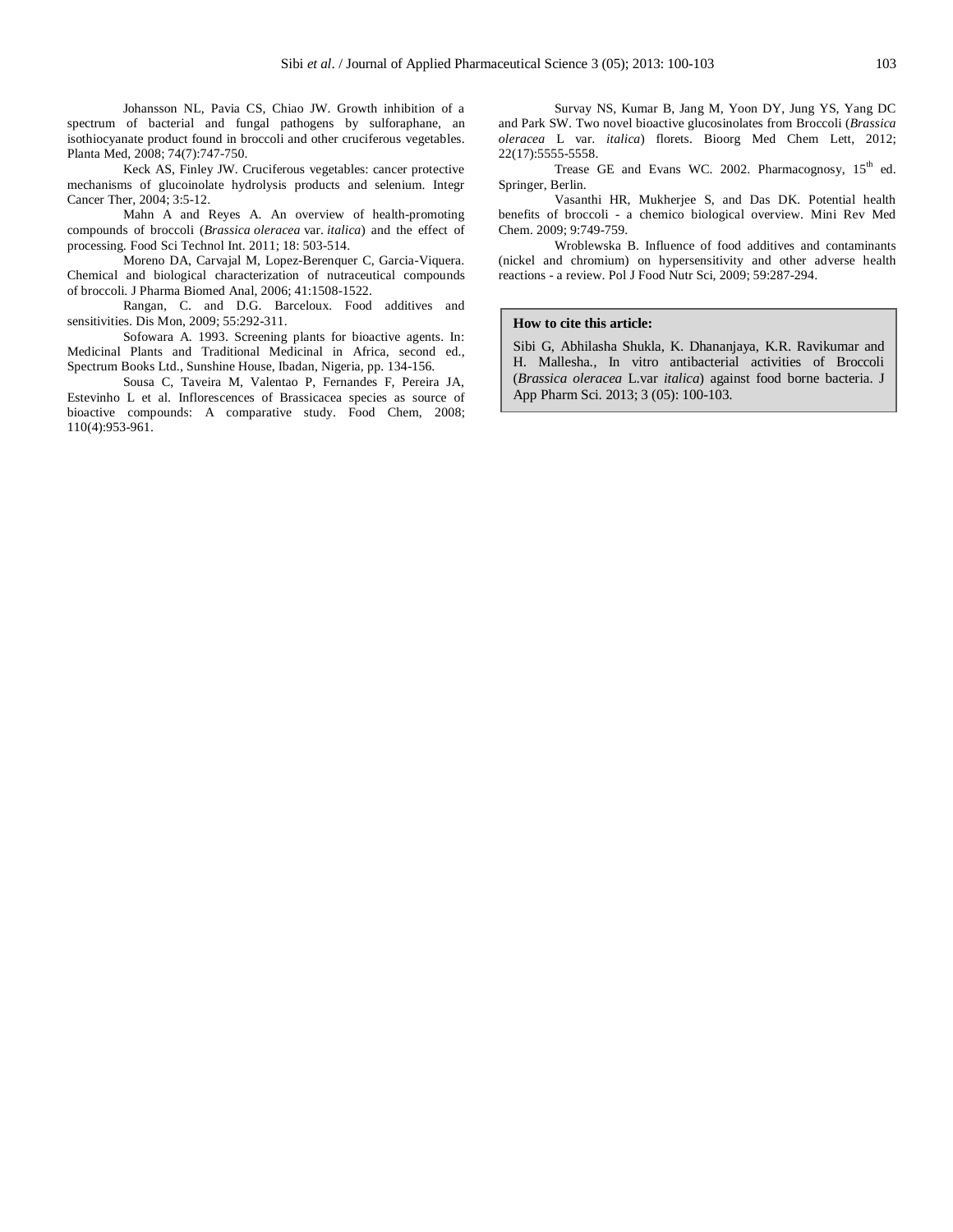Johansson NL, Pavia CS, Chiao JW. Growth inhibition of a spectrum of bacterial and fungal pathogens by sulforaphane, an isothiocyanate product found in broccoli and other cruciferous vegetables. Planta Med, 2008; 74(7):747-750.

Keck AS, Finley JW. Cruciferous vegetables: cancer protective mechanisms of glucoinolate hydrolysis products and selenium. Integr Cancer Ther, 2004; 3:5-12.

Mahn A and Reyes A. An overview of health-promoting compounds of broccoli (*Brassica oleracea* var. *italica*) and the effect of processing. Food Sci Technol Int. 2011; 18: 503-514.

Moreno DA, Carvajal M, Lopez-Berenquer C, Garcia-Viquera. Chemical and biological characterization of nutraceutical compounds of broccoli. J Pharma Biomed Anal, 2006; 41:1508-1522.

Rangan, C. and D.G. Barceloux. Food additives and sensitivities. Dis Mon, 2009; 55:292-311.

Sofowara A. 1993. Screening plants for bioactive agents. In: Medicinal Plants and Traditional Medicinal in Africa, second ed., Spectrum Books Ltd., Sunshine House, Ibadan, Nigeria, pp. 134-156.

Sousa C, Taveira M, Valentao P, Fernandes F, Pereira JA, Estevinho L et al. Inflorescences of Brassicacea species as source of bioactive compounds: A comparative study. Food Chem, 2008; 110(4):953-961.

Survay NS, Kumar B, Jang M, Yoon DY, Jung YS, Yang DC and Park SW. Two novel bioactive glucosinolates from Broccoli (*Brassica oleracea* L var. *italica*) florets. Bioorg Med Chem Lett, 2012; 22(17):5555-5558.

Trease GE and Evans WC. 2002. Pharmacognosy, 15th ed. Springer, Berlin.

Vasanthi HR, Mukherjee S, and Das DK. Potential health benefits of broccoli - a chemico biological overview. Mini Rev Med Chem. 2009; 9:749-759.

Wroblewska B. Influence of food additives and contaminants (nickel and chromium) on hypersensitivity and other adverse health reactions - a review. Pol J Food Nutr Sci, 2009; 59:287-294.

**How to cite this article:**

Sibi G, Abhilasha Shukla, K. Dhananjaya, K.R. Ravikumar and H. Mallesha., In vitro antibacterial activities of Broccoli (*Brassica oleracea* L.var *italica*) against food borne bacteria. J App Pharm Sci. 2013; 3 (05): 100-103.